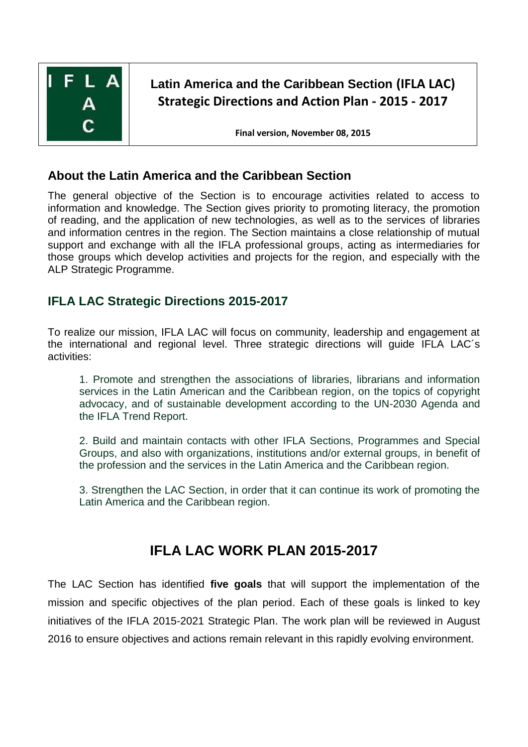I F L A
A
C

# Latin America and the Caribbean Section (IFLA LAC) Strategic Directions and Action Plan - 2015 - 2017

**Final version, November 08, 2015**

## About the Latin America and the Caribbean Section

The general objective of the Section is to encourage activities related to access to information and knowledge. The Section gives priority to promoting literacy, the promotion of reading, and the application of new technologies, as well as to the services of libraries and information centres in the region. The Section maintains a close relationship of mutual support and exchange with all the IFLA professional groups, acting as intermediaries for those groups which develop activities and projects for the region, and especially with the ALP Strategic Programme.

## IFLA LAC Strategic Directions 2015-2017

To realize our mission, IFLA LAC will focus on community, leadership and engagement at the international and regional level. Three strategic directions will guide IFLA LAC´s activities:

1. Promote and strengthen the associations of libraries, librarians and information services in the Latin American and the Caribbean region, on the topics of copyright advocacy, and of sustainable development according to the UN-2030 Agenda and the IFLA Trend Report.

2. Build and maintain contacts with other IFLA Sections, Programmes and Special Groups, and also with organizations, institutions and/or external groups, in benefit of the profession and the services in the Latin America and the Caribbean region.

3. Strengthen the LAC Section, in order that it can continue its work of promoting the Latin America and the Caribbean region.

# IFLA LAC WORK PLAN 2015-2017

The LAC Section has identified **five goals** that will support the implementation of the mission and specific objectives of the plan period. Each of these goals is linked to key initiatives of the IFLA 2015-2021 Strategic Plan. The work plan will be reviewed in August 2016 to ensure objectives and actions remain relevant in this rapidly evolving environment.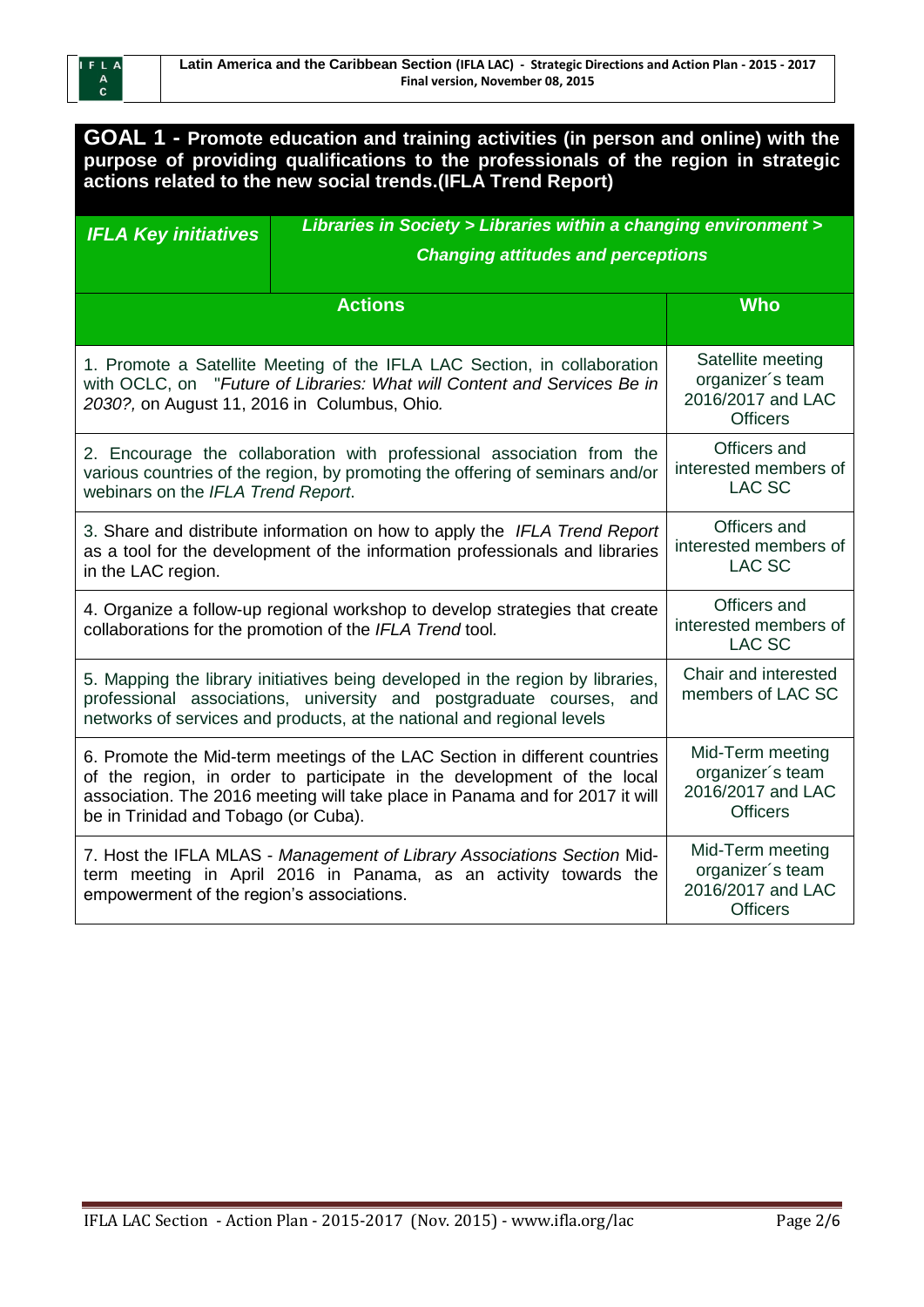## GOAL 1 - Promote education and training activities (in person and online) with the purpose of providing qualifications to the professionals of the region in strategic actions related to the new social trends.(IFLA Trend Report)

| *IFLA Key initiatives* | *Libraries in Society > Libraries within a changing environment > Changing attitudes and perceptions* |
|---|---|

| Actions | Who |
|---|---|
| 1. Promote a Satellite Meeting of the IFLA LAC Section, in collaboration with OCLC, on "*Future of Libraries: What will Content and Services Be in 2030?,* on August 11, 2016 in Columbus, Ohio*.* | Satellite meeting organizer´s team 2016/2017 and LAC Officers |
| 2. Encourage the collaboration with professional association from the various countries of the region, by promoting the offering of seminars and/or webinars on the *IFLA Trend Report*. | Officers and interested members of LAC SC |
| 3. Share and distribute information on how to apply the *IFLA Trend Report* as a tool for the development of the information professionals and libraries in the LAC region. | Officers and interested members of LAC SC |
| 4. Organize a follow-up regional workshop to develop strategies that create collaborations for the promotion of the *IFLA Trend* tool. | Officers and interested members of LAC SC |
| 5. Mapping the library initiatives being developed in the region by libraries, professional associations, university and postgraduate courses, and networks of services and products, at the national and regional levels | Chair and interested members of LAC SC |
| 6. Promote the Mid-term meetings of the LAC Section in different countries of the region, in order to participate in the development of the local association. The 2016 meeting will take place in Panama and for 2017 it will be in Trinidad and Tobago (or Cuba). | Mid-Term meeting organizer´s team 2016/2017 and LAC Officers |
| 7. Host the IFLA MLAS - *Management of Library Associations Section* Mid-term meeting in April 2016 in Panama, as an activity towards the empowerment of the region's associations. | Mid-Term meeting organizer´s team 2016/2017 and LAC Officers |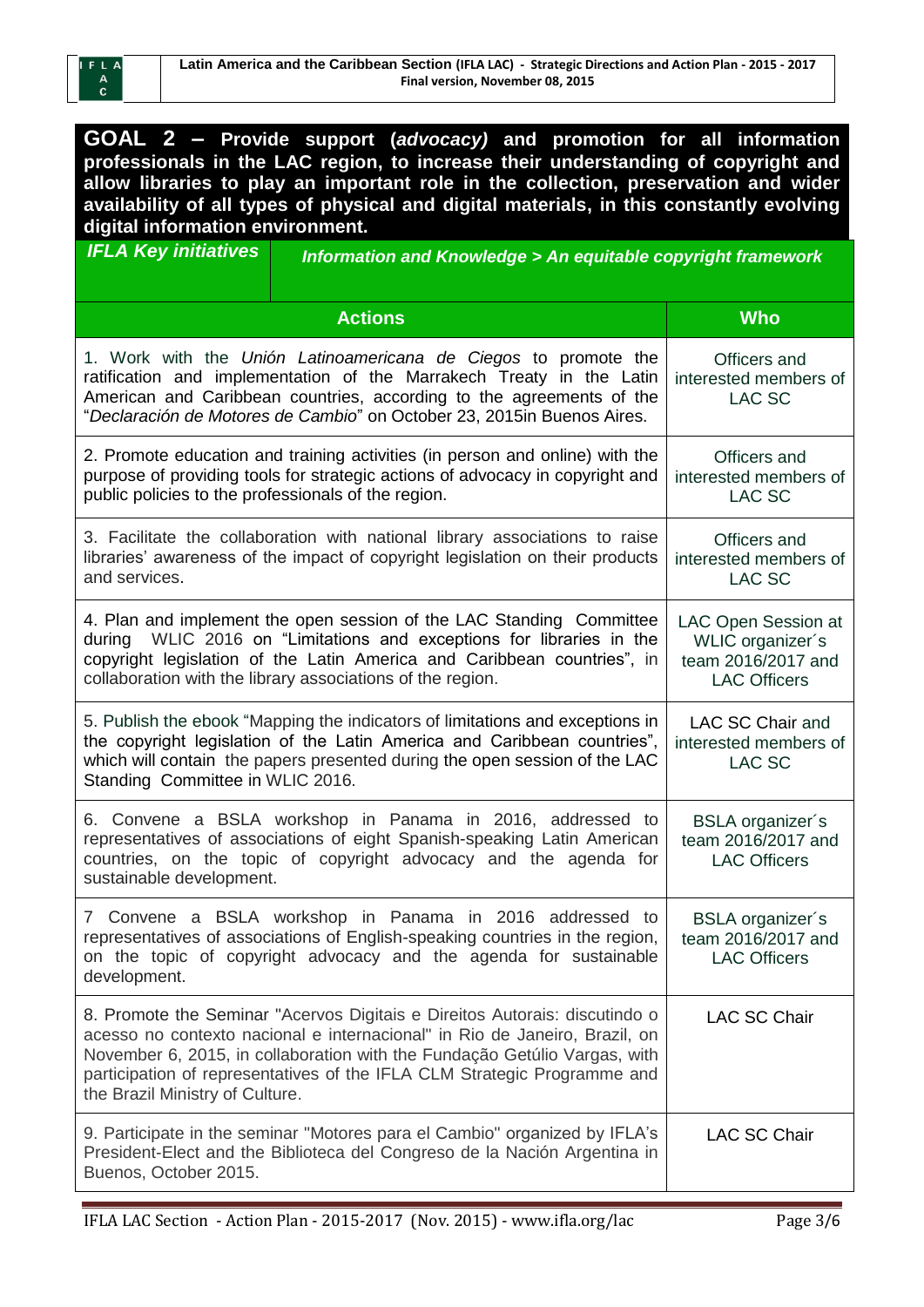**GOAL 2 – Provide support (*advocacy)* and promotion for all information professionals in the LAC region, to increase their understanding of copyright and allow libraries to play an important role in the collection, preservation and wider availability of all types of physical and digital materials, in this constantly evolving digital information environment.**

| ***IFLA Key initiatives*** | ***Information and Knowledge > An equitable copyright framework*** |
|---|---|

| **Actions** | **Who** |
|---|---|
| 1. Work with the *Unión Latinoamericana de Ciegos* to promote the ratification and implementation of the Marrakech Treaty in the Latin American and Caribbean countries, according to the agreements of the "*Declaración de Motores de Cambio*" on October 23, 2015in Buenos Aires. | Officers and interested members of LAC SC |
| 2. Promote education and training activities (in person and online) with the purpose of providing tools for strategic actions of advocacy in copyright and public policies to the professionals of the region. | Officers and interested members of LAC SC |
| 3. Facilitate the collaboration with national library associations to raise libraries' awareness of the impact of copyright legislation on their products and services. | Officers and interested members of LAC SC |
| 4. Plan and implement the open session of the LAC Standing Committee during WLIC 2016 on "Limitations and exceptions for libraries in the copyright legislation of the Latin America and Caribbean countries", in collaboration with the library associations of the region. | LAC Open Session at WLIC organizer´s team 2016/2017 and LAC Officers |
| 5. Publish the ebook "Mapping the indicators of limitations and exceptions in the copyright legislation of the Latin America and Caribbean countries", which will contain the papers presented during the open session of the LAC Standing Committee in WLIC 2016. | LAC SC Chair and interested members of LAC SC |
| 6. Convene a BSLA workshop in Panama in 2016, addressed to representatives of associations of eight Spanish-speaking Latin American countries, on the topic of copyright advocacy and the agenda for sustainable development. | BSLA organizer´s team 2016/2017 and LAC Officers |
| 7 Convene a BSLA workshop in Panama in 2016 addressed to representatives of associations of English-speaking countries in the region, on the topic of copyright advocacy and the agenda for sustainable development. | BSLA organizer´s team 2016/2017 and LAC Officers |
| 8. Promote the Seminar "Acervos Digitais e Direitos Autorais: discutindo o acesso no contexto nacional e internacional" in Rio de Janeiro, Brazil, on November 6, 2015, in collaboration with the Fundação Getúlio Vargas, with participation of representatives of the IFLA CLM Strategic Programme and the Brazil Ministry of Culture. | LAC SC Chair |
| 9. Participate in the seminar "Motores para el Cambio" organized by IFLA's President-Elect and the Biblioteca del Congreso de la Nación Argentina in Buenos, October 2015. | LAC SC Chair |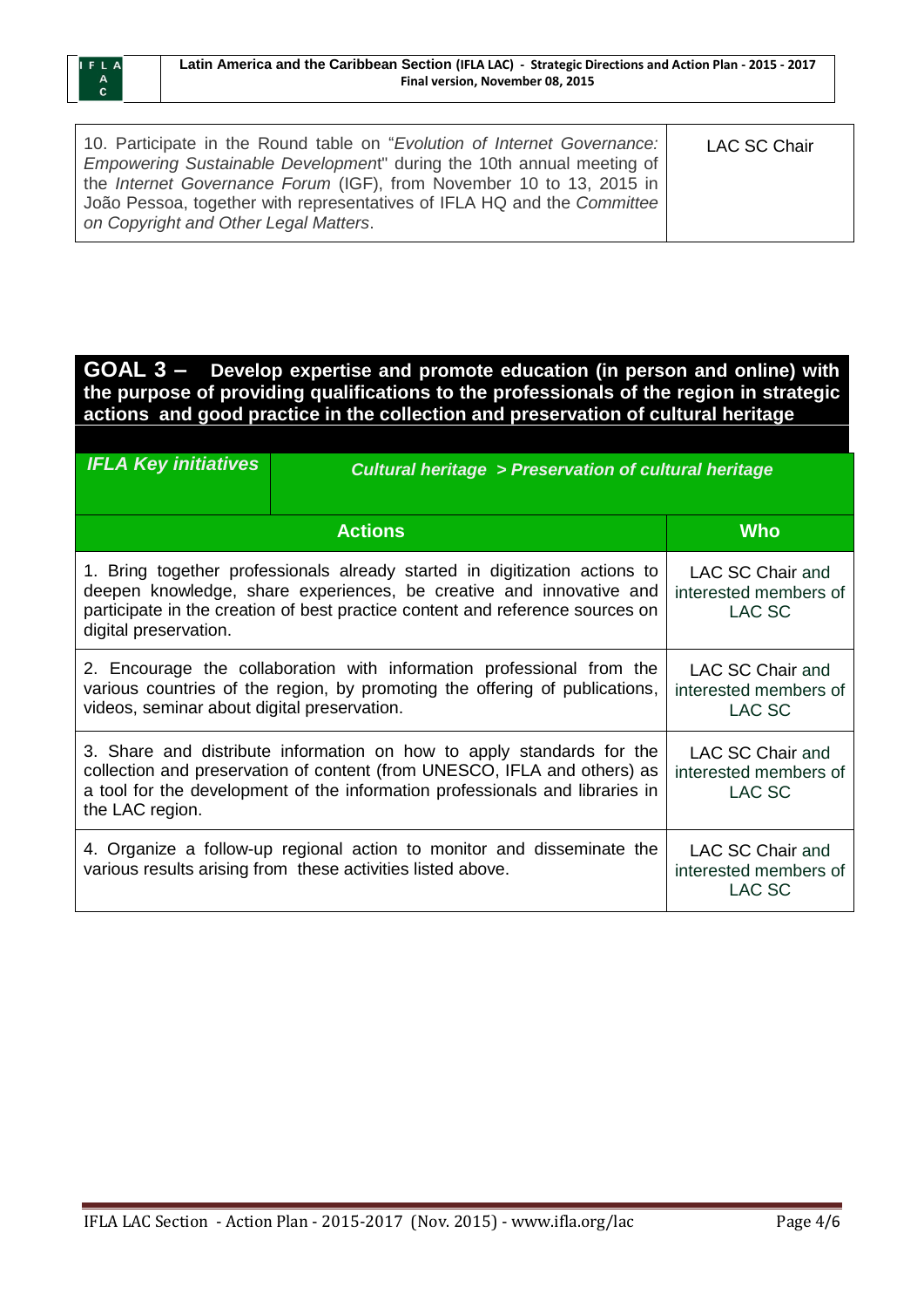| | |
|---|---|
| 10. Participate in the Round table on "*Evolution of Internet Governance: Empowering Sustainable Development*" during the 10th annual meeting of the *Internet Governance Forum* (IGF), from November 10 to 13, 2015 in João Pessoa, together with representatives of IFLA HQ and the *Committee on Copyright and Other Legal Matters*. | LAC SC Chair |

## GOAL 3 – Develop expertise and promote education (in person and online) with the purpose of providing qualifications to the professionals of the region in strategic actions and good practice in the collection and preservation of cultural heritage

| ***IFLA Key initiatives*** | ***Cultural heritage > Preservation of cultural heritage*** |
|---|---|
| **Actions** | **Who** |
| 1. Bring together professionals already started in digitization actions to deepen knowledge, share experiences, be creative and innovative and participate in the creation of best practice content and reference sources on digital preservation. | LAC SC Chair and interested members of LAC SC |
| 2. Encourage the collaboration with information professional from the various countries of the region, by promoting the offering of publications, videos, seminar about digital preservation. | LAC SC Chair and interested members of LAC SC |
| 3. Share and distribute information on how to apply standards for the collection and preservation of content (from UNESCO, IFLA and others) as a tool for the development of the information professionals and libraries in the LAC region. | LAC SC Chair and interested members of LAC SC |
| 4. Organize a follow-up regional action to monitor and disseminate the various results arising from these activities listed above. | LAC SC Chair and interested members of LAC SC |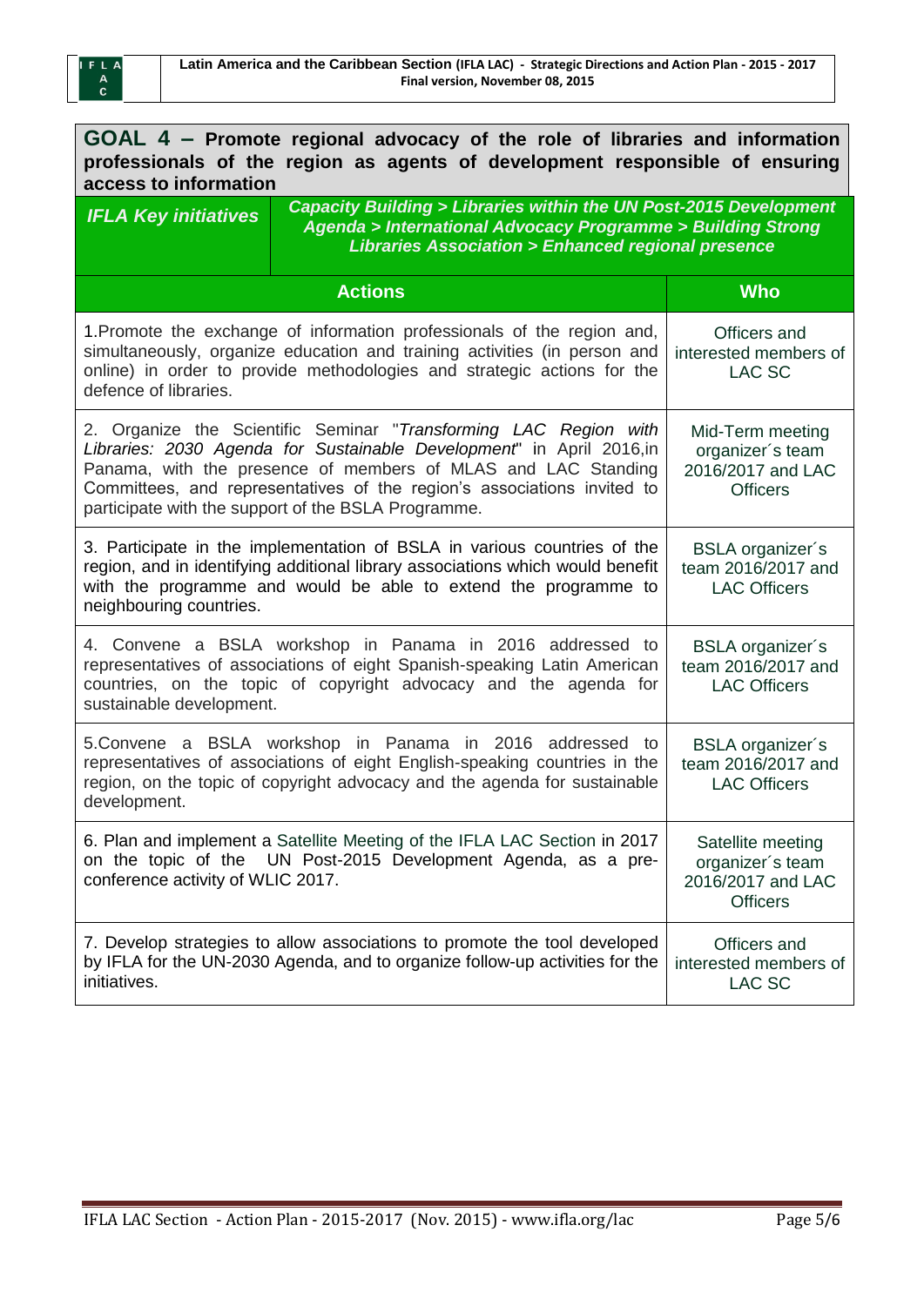## GOAL 4 – Promote regional advocacy of the role of libraries and information professionals of the region as agents of development responsible of ensuring access to information

| | |
|---|---|
| ***IFLA Key initiatives*** | ***Capacity Building > Libraries within the UN Post-2015 Development Agenda > International Advocacy Programme > Building Strong Libraries Association > Enhanced regional presence*** |

| **Actions** | **Who** |
|---|---|
| 1.Promote the exchange of information professionals of the region and, simultaneously, organize education and training activities (in person and online) in order to provide methodologies and strategic actions for the defence of libraries. | Officers and interested members of LAC SC |
| 2. Organize the Scientific Seminar "*Transforming LAC Region with Libraries: 2030 Agenda for Sustainable Development*" in April 2016,in Panama, with the presence of members of MLAS and LAC Standing Committees, and representatives of the region's associations invited to participate with the support of the BSLA Programme. | Mid-Term meeting organizer´s team 2016/2017 and LAC Officers |
| 3. Participate in the implementation of BSLA in various countries of the region, and in identifying additional library associations which would benefit with the programme and would be able to extend the programme to neighbouring countries. | BSLA organizer´s team 2016/2017 and LAC Officers |
| 4. Convene a BSLA workshop in Panama in 2016 addressed to representatives of associations of eight Spanish-speaking Latin American countries, on the topic of copyright advocacy and the agenda for sustainable development. | BSLA organizer´s team 2016/2017 and LAC Officers |
| 5.Convene a BSLA workshop in Panama in 2016 addressed to representatives of associations of eight English-speaking countries in the region, on the topic of copyright advocacy and the agenda for sustainable development. | BSLA organizer´s team 2016/2017 and LAC Officers |
| 6. Plan and implement a Satellite Meeting of the IFLA LAC Section in 2017 on the topic of the UN Post-2015 Development Agenda, as a pre-conference activity of WLIC 2017. | Satellite meeting organizer´s team 2016/2017 and LAC Officers |
| 7. Develop strategies to allow associations to promote the tool developed by IFLA for the UN-2030 Agenda, and to organize follow-up activities for the initiatives. | Officers and interested members of LAC SC |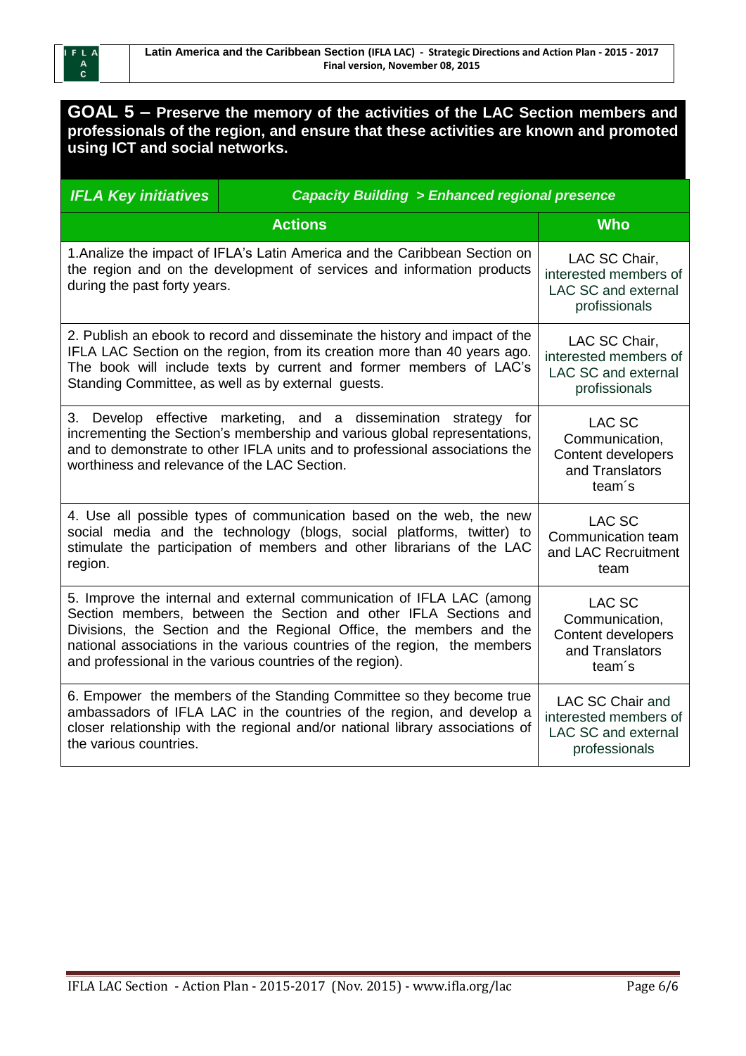## GOAL 5 – Preserve the memory of the activities of the LAC Section members and professionals of the region, and ensure that these activities are known and promoted using ICT and social networks.

| *IFLA Key initiatives* | *Capacity Building > Enhanced regional presence* |
|---|---|
| **Actions** | **Who** |
| 1.Analize the impact of IFLA's Latin America and the Caribbean Section on the region and on the development of services and information products during the past forty years. | LAC SC Chair, interested members of LAC SC and external profissionals |
| 2. Publish an ebook to record and disseminate the history and impact of the IFLA LAC Section on the region, from its creation more than 40 years ago. The book will include texts by current and former members of LAC's Standing Committee, as well as by external guests. | LAC SC Chair, interested members of LAC SC and external profissionals |
| 3. Develop effective marketing, and a dissemination strategy for incrementing the Section's membership and various global representations, and to demonstrate to other IFLA units and to professional associations the worthiness and relevance of the LAC Section. | LAC SC Communication, Content developers and Translators team´s |
| 4. Use all possible types of communication based on the web, the new social media and the technology (blogs, social platforms, twitter) to stimulate the participation of members and other librarians of the LAC region. | LAC SC Communication team and LAC Recruitment team |
| 5. Improve the internal and external communication of IFLA LAC (among Section members, between the Section and other IFLA Sections and Divisions, the Section and the Regional Office, the members and the national associations in the various countries of the region, the members and professional in the various countries of the region). | LAC SC Communication, Content developers and Translators team´s |
| 6. Empower the members of the Standing Committee so they become true ambassadors of IFLA LAC in the countries of the region, and develop a closer relationship with the regional and/or national library associations of the various countries. | LAC SC Chair and interested members of LAC SC and external professionals |